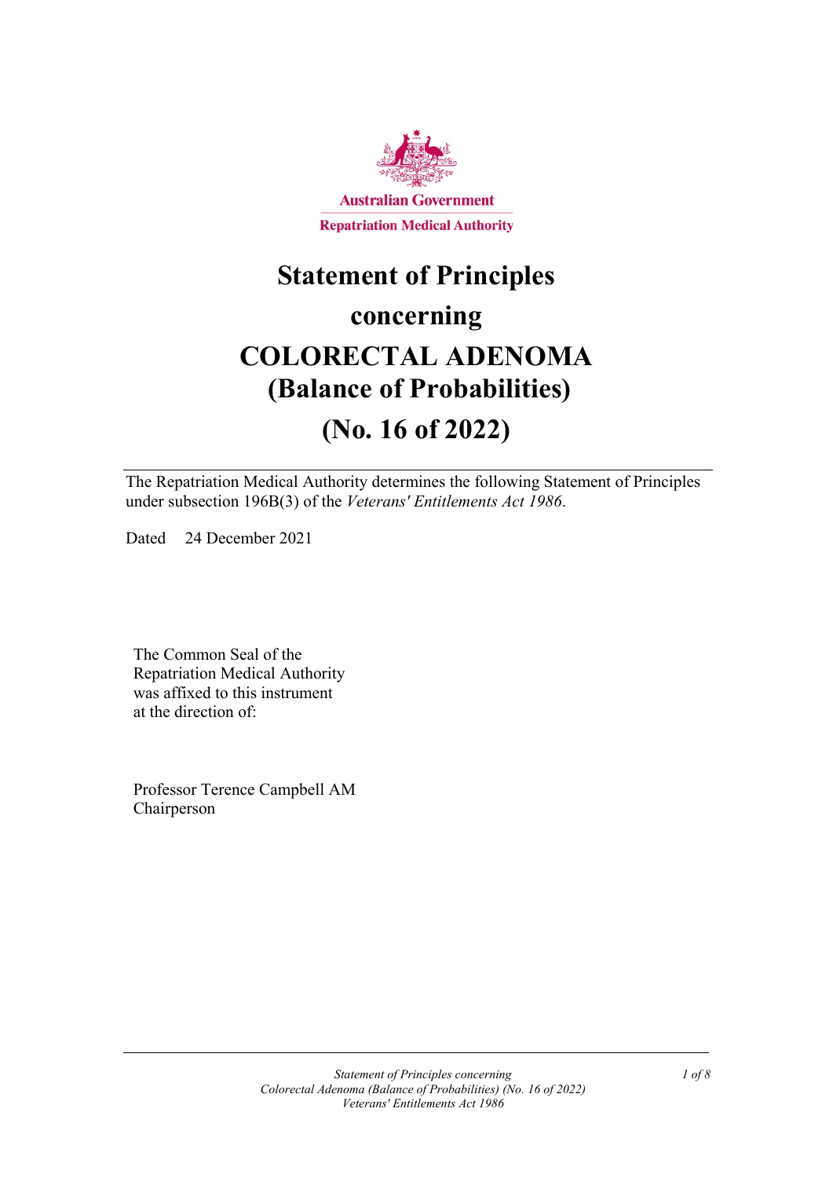Australian Government

Repatriation Medical Authority

# Statement of Principles concerning COLORECTAL ADENOMA (Balance of Probabilities) (No. 16 of 2022)

The Repatriation Medical Authority determines the following Statement of Principles under subsection 196B(3) of the *Veterans' Entitlements Act 1986*.

Dated 24 December 2021

The Common Seal of the Repatriation Medical Authority was affixed to this instrument at the direction of:

Professor Terence Campbell AM
Chairperson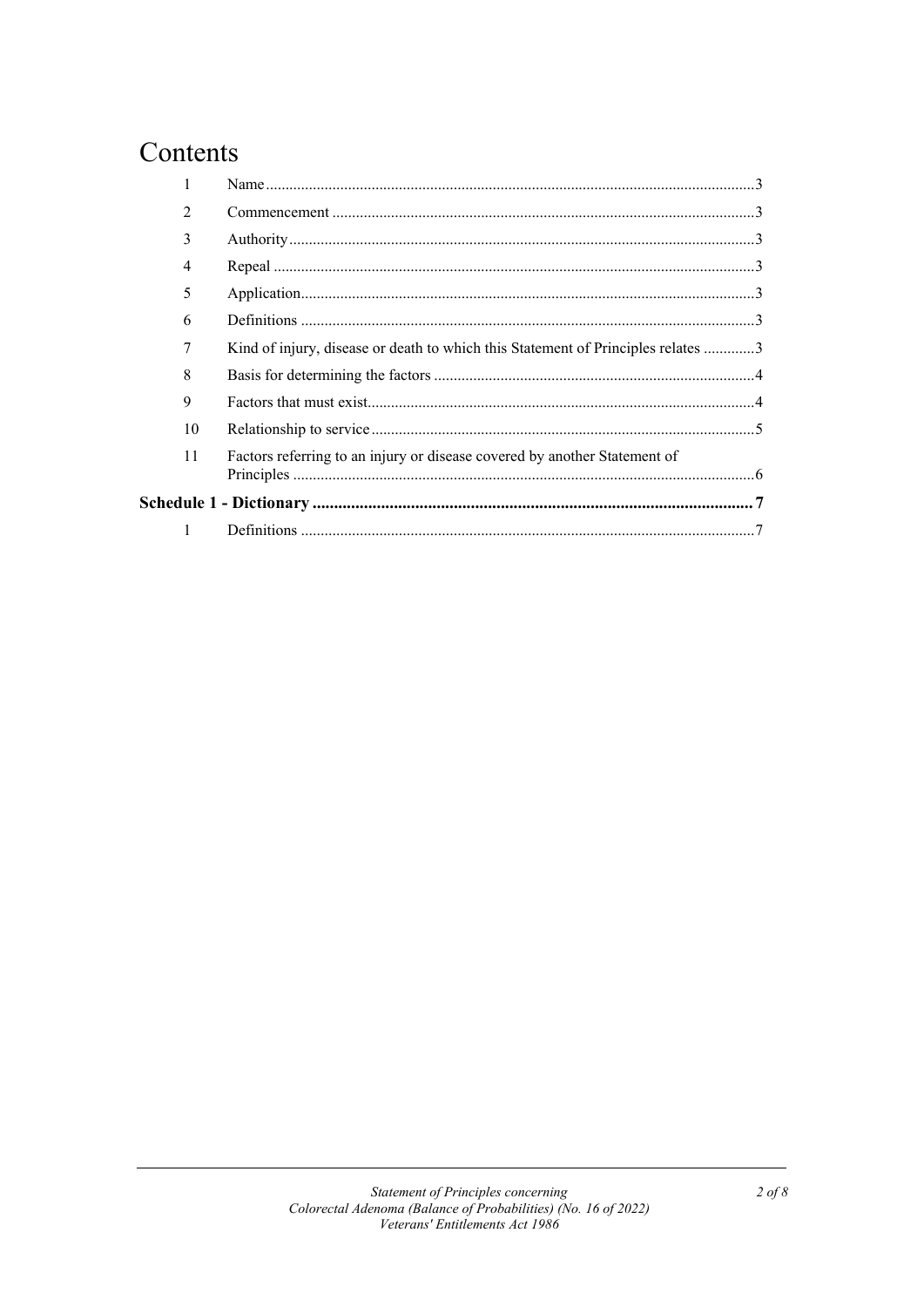# Contents

| | | |
|---|---|---|
| 1 | Name | 3 |
| 2 | Commencement | 3 |
| 3 | Authority | 3 |
| 4 | Repeal | 3 |
| 5 | Application | 3 |
| 6 | Definitions | 3 |
| 7 | Kind of injury, disease or death to which this Statement of Principles relates | 3 |
| 8 | Basis for determining the factors | 4 |
| 9 | Factors that must exist | 4 |
| 10 | Relationship to service | 5 |
| 11 | Factors referring to an injury or disease covered by another Statement of Principles | 6 |
| **Schedule 1 - Dictionary** | | **7** |
| 1 | Definitions | 7 |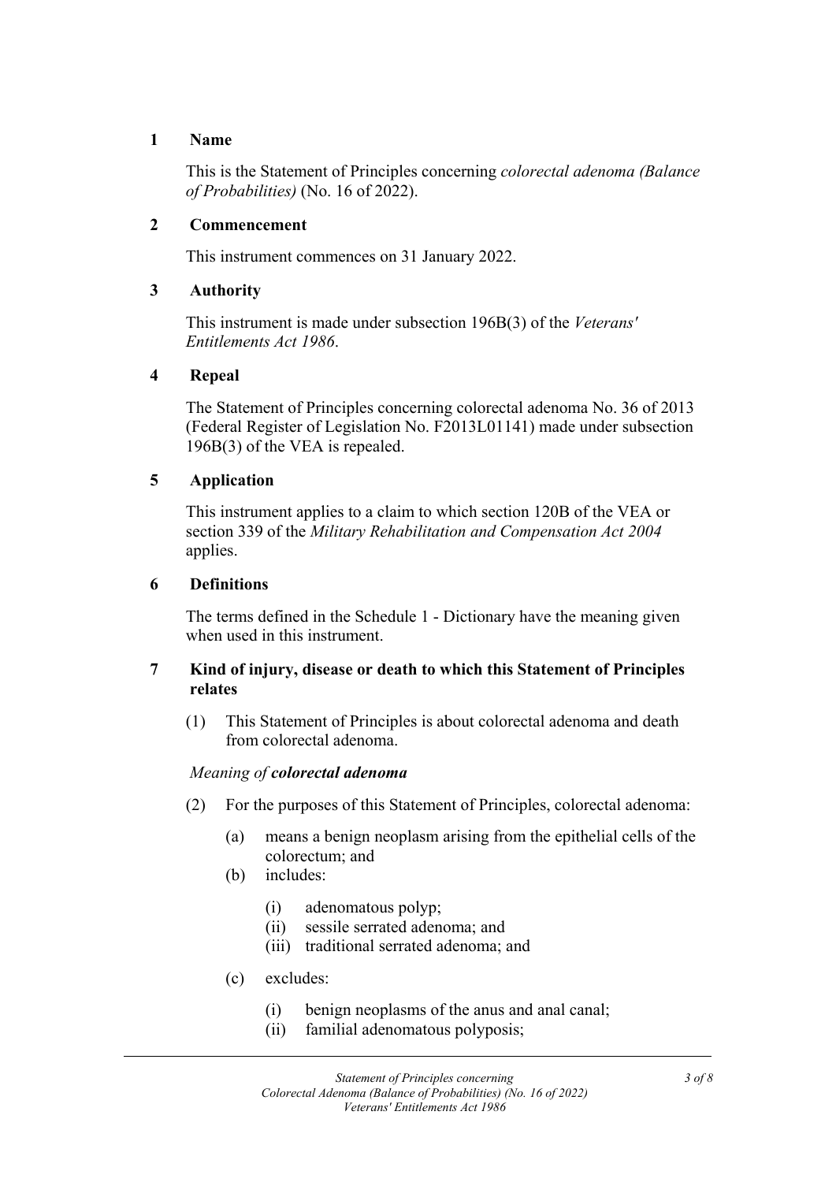## 1 Name

This is the Statement of Principles concerning *colorectal adenoma (Balance of Probabilities)* (No. 16 of 2022).

## 2 Commencement

This instrument commences on 31 January 2022.

## 3 Authority

This instrument is made under subsection 196B(3) of the *Veterans' Entitlements Act 1986*.

## 4 Repeal

The Statement of Principles concerning colorectal adenoma No. 36 of 2013 (Federal Register of Legislation No. F2013L01141) made under subsection 196B(3) of the VEA is repealed.

## 5 Application

This instrument applies to a claim to which section 120B of the VEA or section 339 of the *Military Rehabilitation and Compensation Act 2004* applies.

## 6 Definitions

The terms defined in the Schedule 1 - Dictionary have the meaning given when used in this instrument.

## 7 Kind of injury, disease or death to which this Statement of Principles relates

(1) This Statement of Principles is about colorectal adenoma and death from colorectal adenoma.

*Meaning of* ***colorectal adenoma***

(2) For the purposes of this Statement of Principles, colorectal adenoma:

- (a) means a benign neoplasm arising from the epithelial cells of the colorectum; and
- (b) includes:
  - (i) adenomatous polyp;
  - (ii) sessile serrated adenoma; and
  - (iii) traditional serrated adenoma; and
- (c) excludes:
  - (i) benign neoplasms of the anus and anal canal;
  - (ii) familial adenomatous polyposis;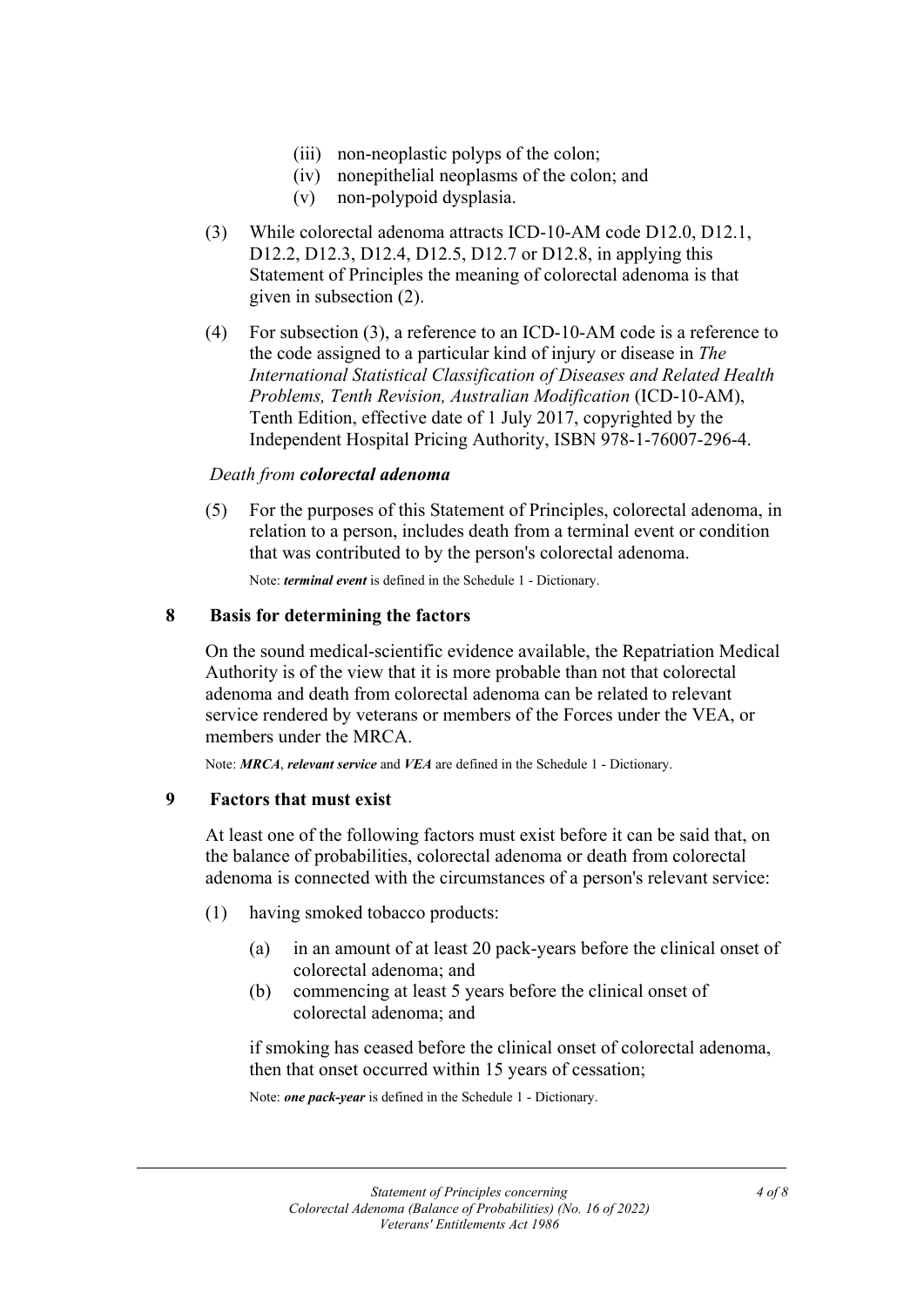(iii) non-neoplastic polyps of the colon;
(iv) nonepithelial neoplasms of the colon; and
(v) non-polypoid dysplasia.

(3) While colorectal adenoma attracts ICD-10-AM code D12.0, D12.1, D12.2, D12.3, D12.4, D12.5, D12.7 or D12.8, in applying this Statement of Principles the meaning of colorectal adenoma is that given in subsection (2).

(4) For subsection (3), a reference to an ICD-10-AM code is a reference to the code assigned to a particular kind of injury or disease in *The International Statistical Classification of Diseases and Related Health Problems, Tenth Revision, Australian Modification* (ICD-10-AM), Tenth Edition, effective date of 1 July 2017, copyrighted by the Independent Hospital Pricing Authority, ISBN 978-1-76007-296-4.

*Death from **colorectal adenoma***

(5) For the purposes of this Statement of Principles, colorectal adenoma, in relation to a person, includes death from a terminal event or condition that was contributed to by the person's colorectal adenoma.

Note: ***terminal event*** is defined in the Schedule 1 - Dictionary.

## 8 Basis for determining the factors

On the sound medical-scientific evidence available, the Repatriation Medical Authority is of the view that it is more probable than not that colorectal adenoma and death from colorectal adenoma can be related to relevant service rendered by veterans or members of the Forces under the VEA, or members under the MRCA.

Note: ***MRCA***, ***relevant service*** and ***VEA*** are defined in the Schedule 1 - Dictionary.

## 9 Factors that must exist

At least one of the following factors must exist before it can be said that, on the balance of probabilities, colorectal adenoma or death from colorectal adenoma is connected with the circumstances of a person's relevant service:

(1) having smoked tobacco products:

(a) in an amount of at least 20 pack-years before the clinical onset of colorectal adenoma; and

(b) commencing at least 5 years before the clinical onset of colorectal adenoma; and

if smoking has ceased before the clinical onset of colorectal adenoma, then that onset occurred within 15 years of cessation;

Note: ***one pack-year*** is defined in the Schedule 1 - Dictionary.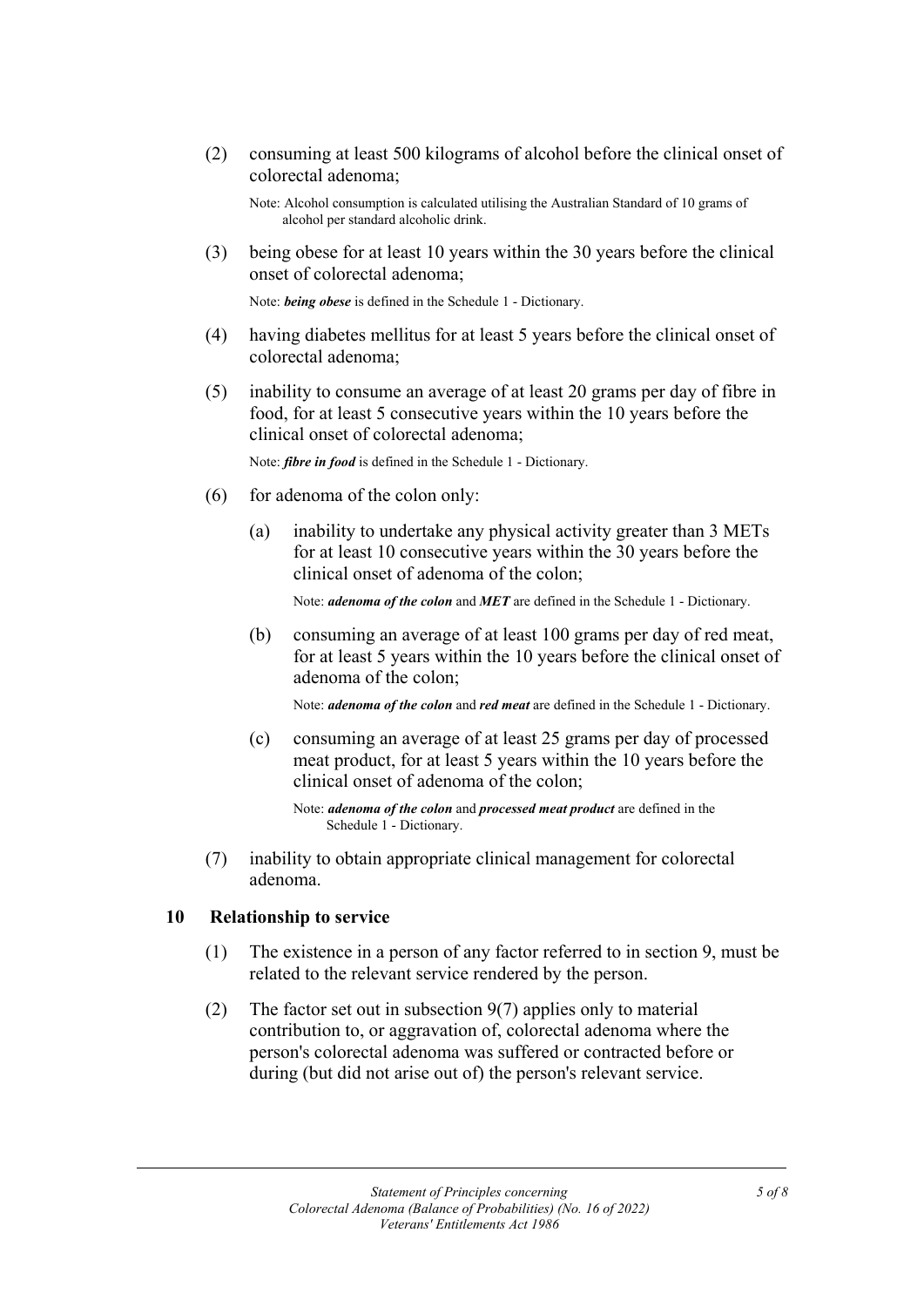(2) consuming at least 500 kilograms of alcohol before the clinical onset of colorectal adenoma;

Note: Alcohol consumption is calculated utilising the Australian Standard of 10 grams of alcohol per standard alcoholic drink.

(3) being obese for at least 10 years within the 30 years before the clinical onset of colorectal adenoma;

Note: ***being obese*** is defined in the Schedule 1 - Dictionary.

(4) having diabetes mellitus for at least 5 years before the clinical onset of colorectal adenoma;

(5) inability to consume an average of at least 20 grams per day of fibre in food, for at least 5 consecutive years within the 10 years before the clinical onset of colorectal adenoma;

Note: ***fibre in food*** is defined in the Schedule 1 - Dictionary.

(6) for adenoma of the colon only:

(a) inability to undertake any physical activity greater than 3 METs for at least 10 consecutive years within the 30 years before the clinical onset of adenoma of the colon;

Note: ***adenoma of the colon*** and ***MET*** are defined in the Schedule 1 - Dictionary.

(b) consuming an average of at least 100 grams per day of red meat, for at least 5 years within the 10 years before the clinical onset of adenoma of the colon;

Note: ***adenoma of the colon*** and ***red meat*** are defined in the Schedule 1 - Dictionary.

(c) consuming an average of at least 25 grams per day of processed meat product, for at least 5 years within the 10 years before the clinical onset of adenoma of the colon;

Note: ***adenoma of the colon*** and ***processed meat product*** are defined in the Schedule 1 - Dictionary.

(7) inability to obtain appropriate clinical management for colorectal adenoma.

## 10 Relationship to service

(1) The existence in a person of any factor referred to in section 9, must be related to the relevant service rendered by the person.

(2) The factor set out in subsection 9(7) applies only to material contribution to, or aggravation of, colorectal adenoma where the person's colorectal adenoma was suffered or contracted before or during (but did not arise out of) the person's relevant service.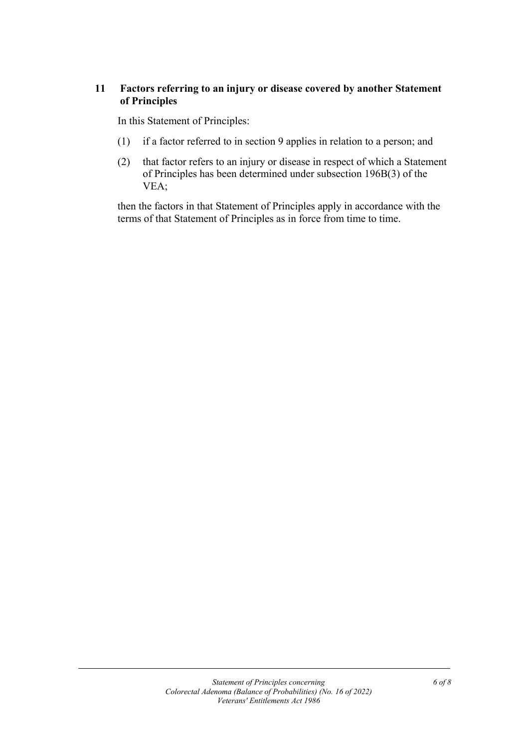## 11 Factors referring to an injury or disease covered by another Statement of Principles

In this Statement of Principles:

(1) if a factor referred to in section 9 applies in relation to a person; and

(2) that factor refers to an injury or disease in respect of which a Statement of Principles has been determined under subsection 196B(3) of the VEA;

then the factors in that Statement of Principles apply in accordance with the terms of that Statement of Principles as in force from time to time.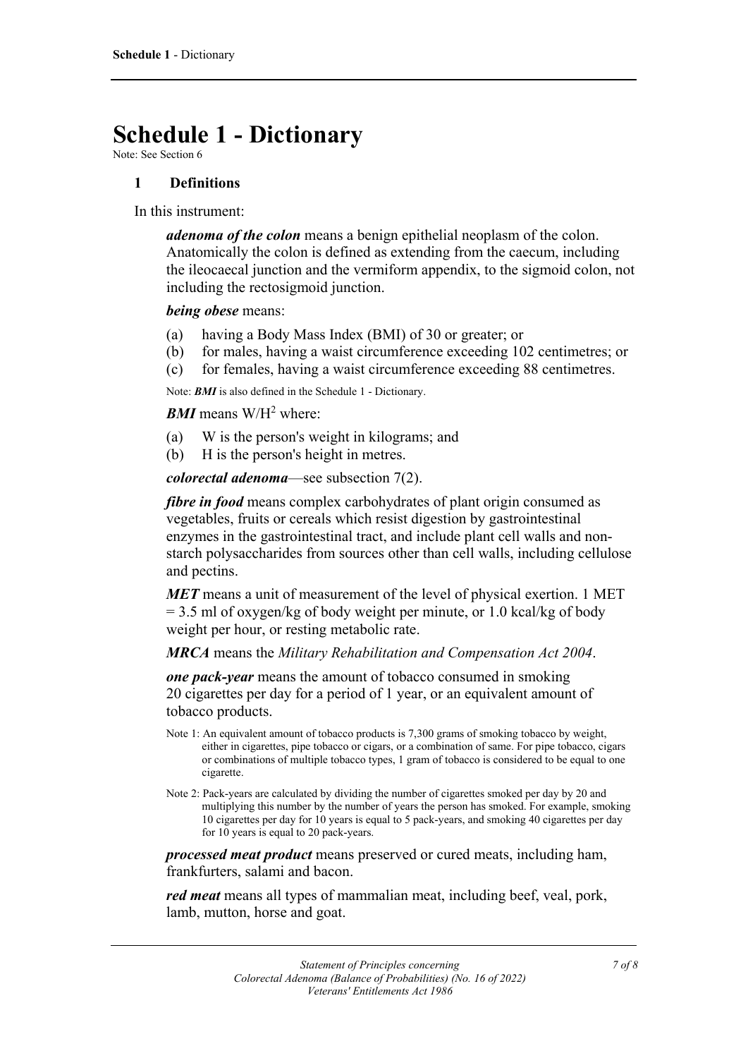# Schedule 1 - Dictionary

Note: See Section 6

## 1 Definitions

In this instrument:

***adenoma of the colon*** means a benign epithelial neoplasm of the colon. Anatomically the colon is defined as extending from the caecum, including the ileocaecal junction and the vermiform appendix, to the sigmoid colon, not including the rectosigmoid junction.

***being obese*** means:

(a) having a Body Mass Index (BMI) of 30 or greater; or

(b) for males, having a waist circumference exceeding 102 centimetres; or

(c) for females, having a waist circumference exceeding 88 centimetres.

Note: ***BMI*** is also defined in the Schedule 1 - Dictionary.

***BMI*** means $W/H^2$ where:

(a) W is the person's weight in kilograms; and

(b) H is the person's height in metres.

***colorectal adenoma***—see subsection 7(2).

***fibre in food*** means complex carbohydrates of plant origin consumed as vegetables, fruits or cereals which resist digestion by gastrointestinal enzymes in the gastrointestinal tract, and include plant cell walls and non-starch polysaccharides from sources other than cell walls, including cellulose and pectins.

***MET*** means a unit of measurement of the level of physical exertion. 1 MET = 3.5 ml of oxygen/kg of body weight per minute, or 1.0 kcal/kg of body weight per hour, or resting metabolic rate.

***MRCA*** means the *Military Rehabilitation and Compensation Act 2004*.

***one pack-year*** means the amount of tobacco consumed in smoking 20 cigarettes per day for a period of 1 year, or an equivalent amount of tobacco products.

Note 1: An equivalent amount of tobacco products is 7,300 grams of smoking tobacco by weight, either in cigarettes, pipe tobacco or cigars, or a combination of same. For pipe tobacco, cigars or combinations of multiple tobacco types, 1 gram of tobacco is considered to be equal to one cigarette.

Note 2: Pack-years are calculated by dividing the number of cigarettes smoked per day by 20 and multiplying this number by the number of years the person has smoked. For example, smoking 10 cigarettes per day for 10 years is equal to 5 pack-years, and smoking 40 cigarettes per day for 10 years is equal to 20 pack-years.

***processed meat product*** means preserved or cured meats, including ham, frankfurters, salami and bacon.

***red meat*** means all types of mammalian meat, including beef, veal, pork, lamb, mutton, horse and goat.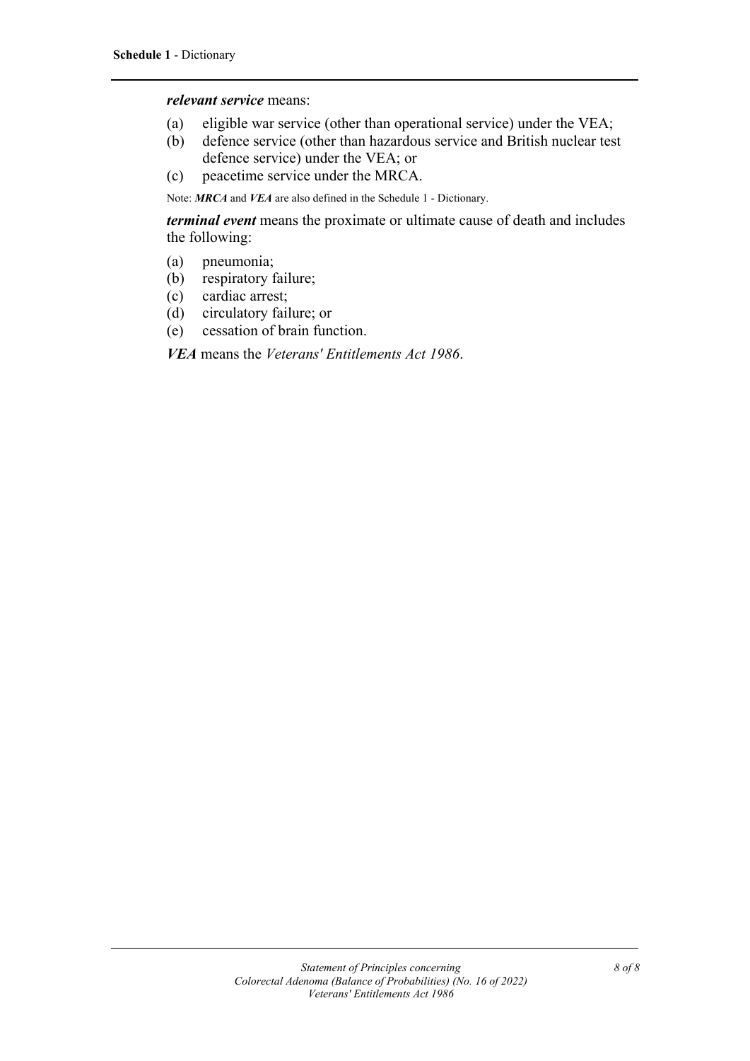***relevant service*** means:

(a) eligible war service (other than operational service) under the VEA;

(b) defence service (other than hazardous service and British nuclear test defence service) under the VEA; or

(c) peacetime service under the MRCA.

Note: ***MRCA*** and ***VEA*** are also defined in the Schedule 1 - Dictionary.

***terminal event*** means the proximate or ultimate cause of death and includes the following:

(a) pneumonia;

(b) respiratory failure;

(c) cardiac arrest;

(d) circulatory failure; or

(e) cessation of brain function.

***VEA*** means the *Veterans' Entitlements Act 1986*.